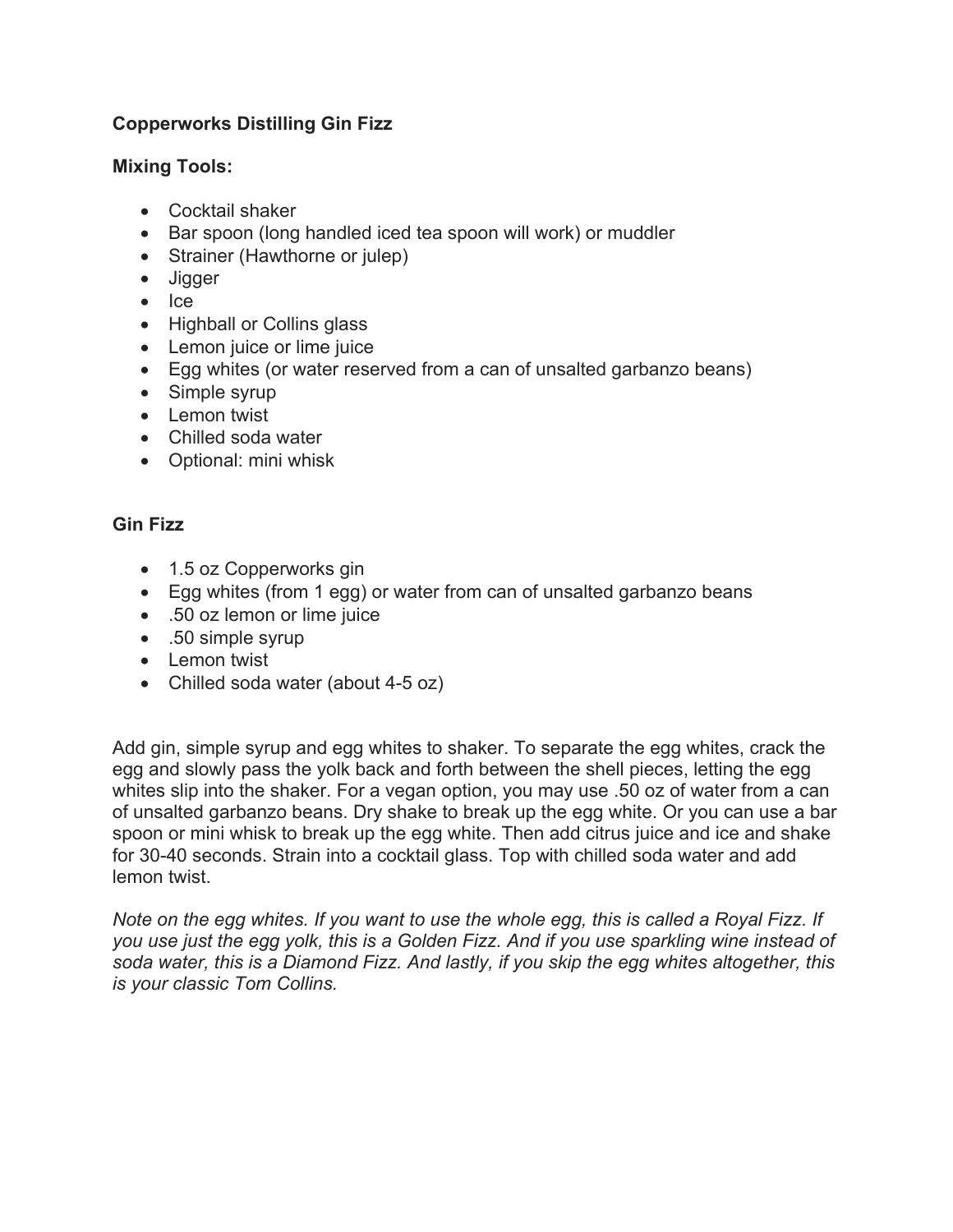**Copperworks Distilling Gin Fizz**

**Mixing Tools:**

- Cocktail shaker
- Bar spoon (long handled iced tea spoon will work) or muddler
- Strainer (Hawthorne or julep)
- Jigger
- Ice
- Highball or Collins glass
- Lemon juice or lime juice
- Egg whites (or water reserved from a can of unsalted garbanzo beans)
- Simple syrup
- Lemon twist
- Chilled soda water
- Optional: mini whisk

**Gin Fizz**

- 1.5 oz Copperworks gin
- Egg whites (from 1 egg) or water from can of unsalted garbanzo beans
- .50 oz lemon or lime juice
- .50 simple syrup
- Lemon twist
- Chilled soda water (about 4-5 oz)

Add gin, simple syrup and egg whites to shaker. To separate the egg whites, crack the egg and slowly pass the yolk back and forth between the shell pieces, letting the egg whites slip into the shaker. For a vegan option, you may use .50 oz of water from a can of unsalted garbanzo beans. Dry shake to break up the egg white. Or you can use a bar spoon or mini whisk to break up the egg white. Then add citrus juice and ice and shake for 30-40 seconds. Strain into a cocktail glass. Top with chilled soda water and add lemon twist.

*Note on the egg whites. If you want to use the whole egg, this is called a Royal Fizz. If you use just the egg yolk, this is a Golden Fizz. And if you use sparkling wine instead of soda water, this is a Diamond Fizz. And lastly, if you skip the egg whites altogether, this is your classic Tom Collins.*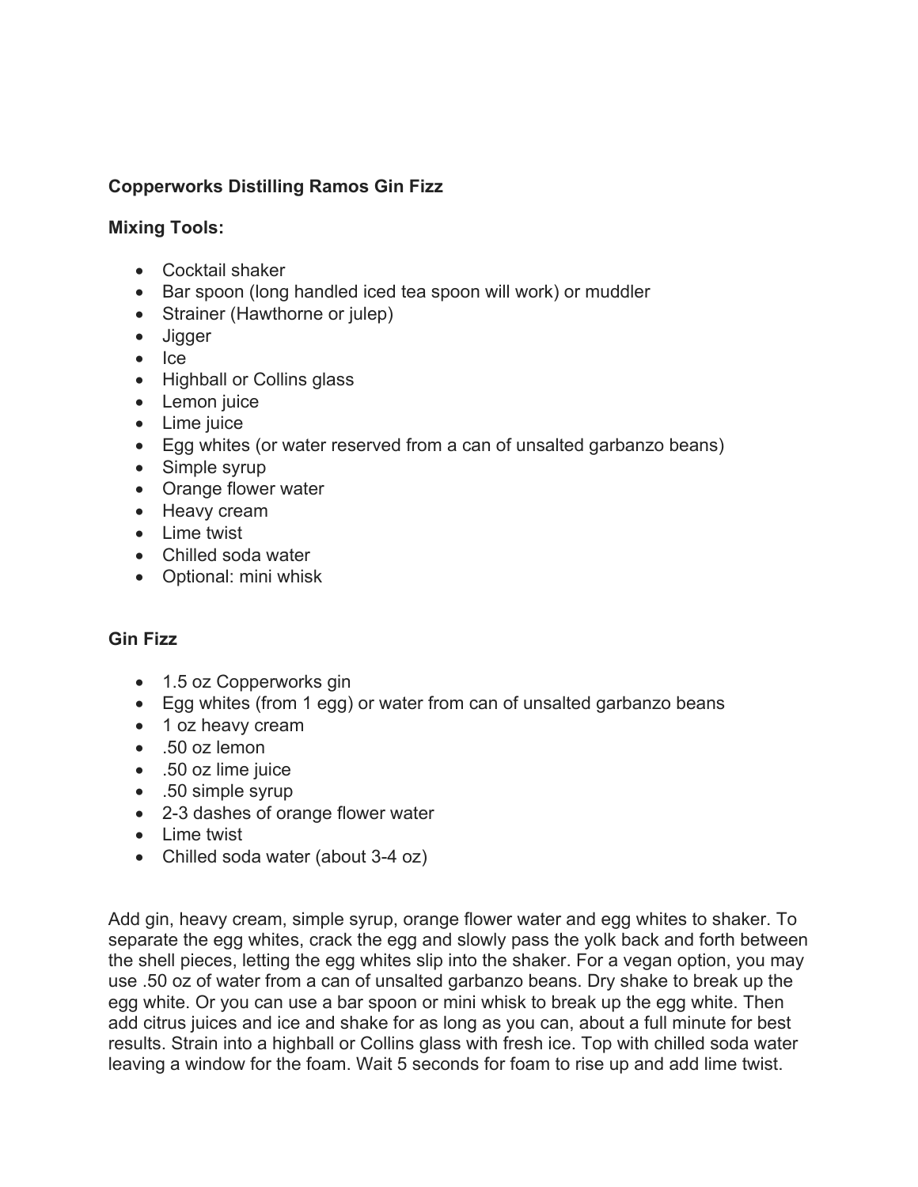**Copperworks Distilling Ramos Gin Fizz**

**Mixing Tools:**

- Cocktail shaker
- Bar spoon (long handled iced tea spoon will work) or muddler
- Strainer (Hawthorne or julep)
- Jigger
- Ice
- Highball or Collins glass
- Lemon juice
- Lime juice
- Egg whites (or water reserved from a can of unsalted garbanzo beans)
- Simple syrup
- Orange flower water
- Heavy cream
- Lime twist
- Chilled soda water
- Optional: mini whisk

**Gin Fizz**

- 1.5 oz Copperworks gin
- Egg whites (from 1 egg) or water from can of unsalted garbanzo beans
- 1 oz heavy cream
- .50 oz lemon
- .50 oz lime juice
- .50 simple syrup
- 2-3 dashes of orange flower water
- Lime twist
- Chilled soda water (about 3-4 oz)

Add gin, heavy cream, simple syrup, orange flower water and egg whites to shaker. To separate the egg whites, crack the egg and slowly pass the yolk back and forth between the shell pieces, letting the egg whites slip into the shaker. For a vegan option, you may use .50 oz of water from a can of unsalted garbanzo beans. Dry shake to break up the egg white. Or you can use a bar spoon or mini whisk to break up the egg white. Then add citrus juices and ice and shake for as long as you can, about a full minute for best results. Strain into a highball or Collins glass with fresh ice. Top with chilled soda water leaving a window for the foam. Wait 5 seconds for foam to rise up and add lime twist.